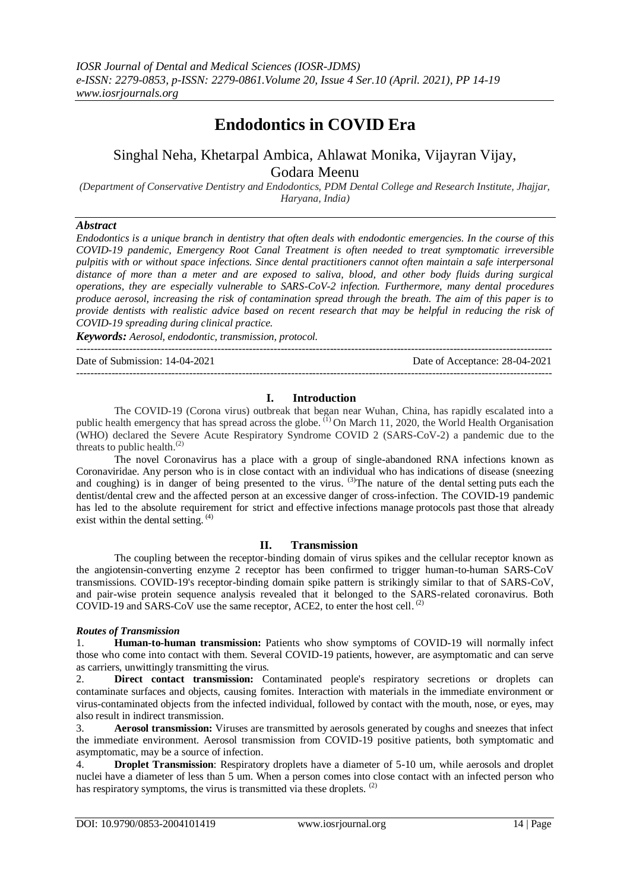# Endodontics in COVID Era

Singhal Neha, Khetarpal Ambica, Ahlawat Monika, Vijayran Vijay, Godara Meenu

*(Department of Conservative Dentistry and Endodontics, PDM Dental College and Research Institute, Jhajjar, Haryana, India)*

### *Abstract*

*Endodontics is a unique branch in dentistry that often deals with endodontic emergencies. In the course of this COVID-19 pandemic, Emergency Root Canal Treatment is often needed to treat symptomatic irreversible pulpitis with or without space infections. Since dental practitioners cannot often maintain a safe interpersonal distance of more than a meter and are exposed to saliva, blood, and other body fluids during surgical operations, they are especially vulnerable to SARS-CoV-2 infection. Furthermore, many dental procedures produce aerosol, increasing the risk of contamination spread through the breath. The aim of this paper is to provide dentists with realistic advice based on recent research that may be helpful in reducing the risk of COVID-19 spreading during clinical practice.*

***Keywords:*** *Aerosol, endodontic, transmission, protocol.*

Date of Submission: 14-04-2021 Date of Acceptance: 28-04-2021

## I. Introduction

The COVID-19 (Corona virus) outbreak that began near Wuhan, China, has rapidly escalated into a public health emergency that has spread across the globe. [(1)] On March 11, 2020, the World Health Organisation (WHO) declared the Severe Acute Respiratory Syndrome COVID 2 (SARS-CoV-2) a pandemic due to the threats to public health.[(2)]

The novel Coronavirus has a place with a group of single-abandoned RNA infections known as Coronaviridae. Any person who is in close contact with an individual who has indications of disease (sneezing and coughing) is in danger of being presented to the virus. [(3)]The nature of the dental setting puts each the dentist/dental crew and the affected person at an excessive danger of cross-infection. The COVID-19 pandemic has led to the absolute requirement for strict and effective infections manage protocols past those that already exist within the dental setting. [(4)]

## II. Transmission

The coupling between the receptor-binding domain of virus spikes and the cellular receptor known as the angiotensin-converting enzyme 2 receptor has been confirmed to trigger human-to-human SARS-CoV transmissions. COVID-19's receptor-binding domain spike pattern is strikingly similar to that of SARS-CoV, and pair-wise protein sequence analysis revealed that it belonged to the SARS-related coronavirus. Both COVID-19 and SARS-CoV use the same receptor, ACE2, to enter the host cell. [(2)]

### *Routes of Transmission*

1. **Human-to-human transmission:** Patients who show symptoms of COVID-19 will normally infect those who come into contact with them. Several COVID-19 patients, however, are asymptomatic and can serve as carriers, unwittingly transmitting the virus.
2. **Direct contact transmission:** Contaminated people's respiratory secretions or droplets can contaminate surfaces and objects, causing fomites. Interaction with materials in the immediate environment or virus-contaminated objects from the infected individual, followed by contact with the mouth, nose, or eyes, may also result in indirect transmission.
3. **Aerosol transmission:** Viruses are transmitted by aerosols generated by coughs and sneezes that infect the immediate environment. Aerosol transmission from COVID-19 positive patients, both symptomatic and asymptomatic, may be a source of infection.
4. **Droplet Transmission**: Respiratory droplets have a diameter of 5-10 um, while aerosols and droplet nuclei have a diameter of less than 5 um. When a person comes into close contact with an infected person who has respiratory symptoms, the virus is transmitted via these droplets. [(2)]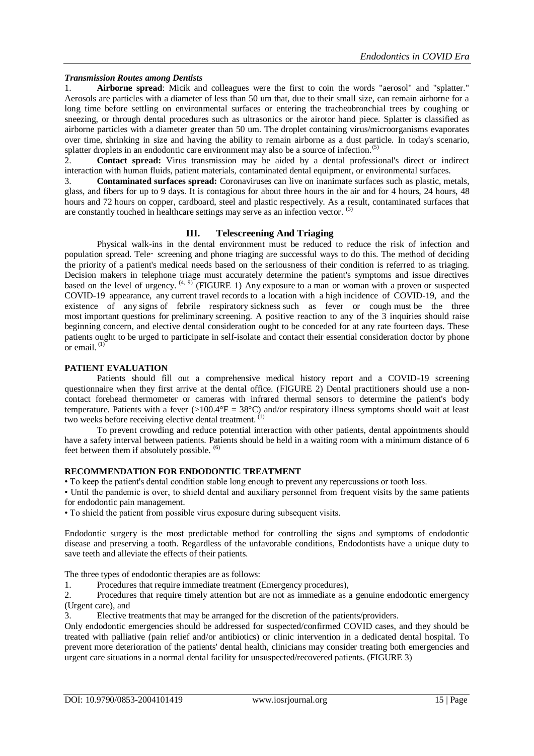### *Transmission Routes among Dentists*

1. **Airborne spread**: Micik and colleagues were the first to coin the words "aerosol" and "splatter." Aerosols are particles with a diameter of less than 50 um that, due to their small size, can remain airborne for a long time before settling on environmental surfaces or entering the tracheobronchial trees by coughing or sneezing, or through dental procedures such as ultrasonics or the airotor hand piece. Splatter is classified as airborne particles with a diameter greater than 50 um. The droplet containing virus/microorganisms evaporates over time, shrinking in size and having the ability to remain airborne as a dust particle. In today's scenario, splatter droplets in an endodontic care environment may also be a source of infection.[5]
2. **Contact spread:** Virus transmission may be aided by a dental professional's direct or indirect interaction with human fluids, patient materials, contaminated dental equipment, or environmental surfaces.
3. **Contaminated surfaces spread:** Coronaviruses can live on inanimate surfaces such as plastic, metals, glass, and fibers for up to 9 days. It is contagious for about three hours in the air and for 4 hours, 24 hours, 48 hours and 72 hours on copper, cardboard, steel and plastic respectively. As a result, contaminated surfaces that are constantly touched in healthcare settings may serve as an infection vector. [3]

## III. Telescreening And Triaging

Physical walk-ins in the dental environment must be reduced to reduce the risk of infection and population spread. Tele- screening and phone triaging are successful ways to do this. The method of deciding the priority of a patient's medical needs based on the seriousness of their condition is referred to as triaging. Decision makers in telephone triage must accurately determine the patient's symptoms and issue directives based on the level of urgency. [4, 9] (FIGURE 1) Any exposure to a man or woman with a proven or suspected COVID-19 appearance, any current travel records to a location with a high incidence of COVID-19, and the existence of any signs of febrile respiratory sickness such as fever or cough must be the three most important questions for preliminary screening. A positive reaction to any of the 3 inquiries should raise beginning concern, and elective dental consideration ought to be conceded for at any rate fourteen days. These patients ought to be urged to participate in self-isolate and contact their essential consideration doctor by phone or email. [1]

### PATIENT EVALUATION

Patients should fill out a comprehensive medical history report and a COVID-19 screening questionnaire when they first arrive at the dental office. (FIGURE 2) Dental practitioners should use a non-contact forehead thermometer or cameras with infrared thermal sensors to determine the patient's body temperature. Patients with a fever (>100.4°F = 38°C) and/or respiratory illness symptoms should wait at least two weeks before receiving elective dental treatment. [1]

To prevent crowding and reduce potential interaction with other patients, dental appointments should have a safety interval between patients. Patients should be held in a waiting room with a minimum distance of 6 feet between them if absolutely possible. [6]

### RECOMMENDATION FOR ENDODONTIC TREATMENT

- To keep the patient's dental condition stable long enough to prevent any repercussions or tooth loss.
- Until the pandemic is over, to shield dental and auxiliary personnel from frequent visits by the same patients for endodontic pain management.
- To shield the patient from possible virus exposure during subsequent visits.

Endodontic surgery is the most predictable method for controlling the signs and symptoms of endodontic disease and preserving a tooth. Regardless of the unfavorable conditions, Endodontists have a unique duty to save teeth and alleviate the effects of their patients.

The three types of endodontic therapies are as follows:

1. Procedures that require immediate treatment (Emergency procedures),
2. Procedures that require timely attention but are not as immediate as a genuine endodontic emergency (Urgent care), and
3. Elective treatments that may be arranged for the discretion of the patients/providers.

Only endodontic emergencies should be addressed for suspected/confirmed COVID cases, and they should be treated with palliative (pain relief and/or antibiotics) or clinic intervention in a dedicated dental hospital. To prevent more deterioration of the patients' dental health, clinicians may consider treating both emergencies and urgent care situations in a normal dental facility for unsuspected/recovered patients. (FIGURE 3)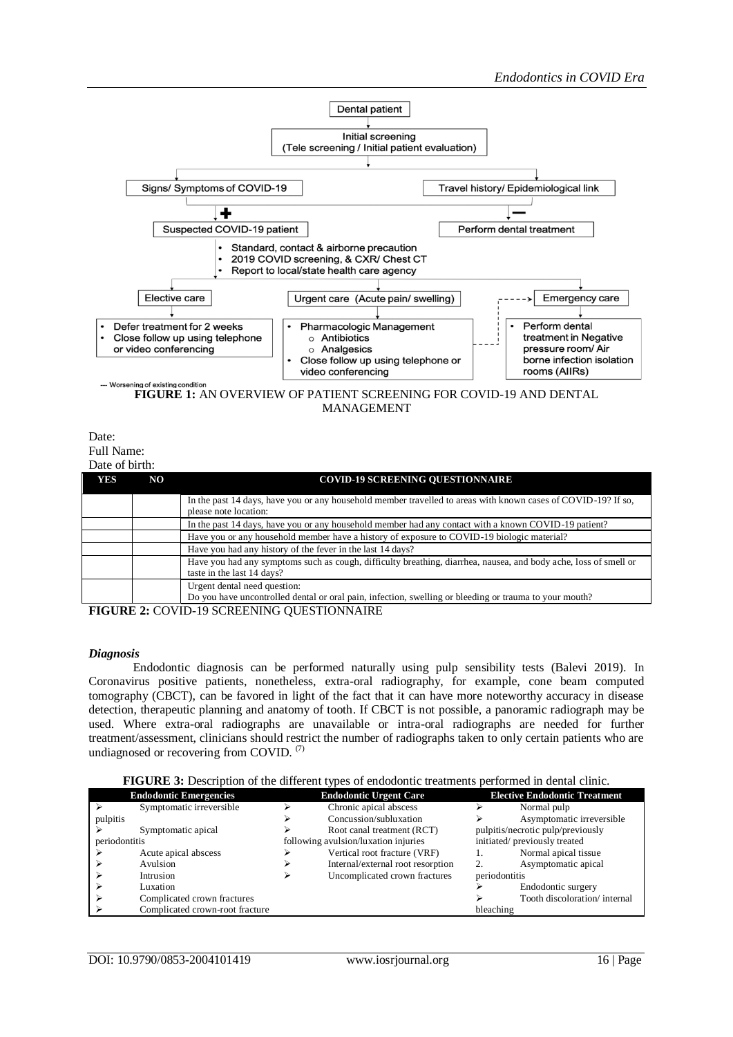Dental patient

Initial screening (Tele screening / Initial patient evaluation)

- Signs/ Symptoms of COVID-19 → (+) → Suspected COVID-19 patient
- Travel history/ Epidemiological link → (−) → Perform dental treatment

Suspected COVID-19 patient:

- Standard, contact & airborne precaution
- 2019 COVID screening, & CXR/ Chest CT
- Report to local/state health care agency

Elective care:

- Defer treatment for 2 weeks
- Close follow up using telephone or video conferencing

Urgent care (Acute pain/ swelling):

- Pharmacologic Management
  - Antibiotics
  - Analgesics
- Close follow up using telephone or video conferencing

Emergency care:

- Perform dental treatment in Negative pressure room/ Air borne infection isolation rooms (AIIRs)

--- Worsening of existing condition

**FIGURE 1:** AN OVERVIEW OF PATIENT SCREENING FOR COVID-19 AND DENTAL MANAGEMENT

Date:
Full Name:
Date of birth:

| YES | NO | COVID-19 SCREENING QUESTIONNAIRE |
|---|---|---|
| | | In the past 14 days, have you or any household member travelled to areas with known cases of COVID-19 there? If so, please note location: |
| | | In the past 14 days, have you or any household member had any contact with a known COVID-19 patient? |
| | | Have you or any household member have a history of exposure to COVID-19 biologic material? |
| | | Have you had any history of the fever in the last 14 days? |
| | | Have you had any symptoms such as cough, difficulty breathing, diarrhea, nausea, and body ache, loss of smell or taste in the last 14 days? |
| | | Urgent dental need question: Do you have uncontrolled dental or oral pain, infection, swelling or bleeding or trauma to your mouth? |

**FIGURE 2:** COVID-19 SCREENING QUESTIONNAIRE

### *Diagnosis*

Endodontic diagnosis can be performed naturally using pulp sensibility tests (Balevi 2019). In Coronavirus positive patients, nonetheless, extra-oral radiography, for example, cone beam computed tomography (CBCT), can be favored in light of the fact that it can have more noteworthy accuracy in disease detection, therapeutic planning and anatomy of tooth. If CBCT is not possible, a panoramic radiograph may be used. Where extra-oral radiographs are unavailable or intra-oral radiographs are needed for further treatment/assessment, clinicians should restrict the number of radiographs taken to only certain patients who are undiagnosed or recovering from COVID. [7]

**FIGURE 3:** Description of the different types of endodontic treatments performed in dental clinic.

| Endodontic Emergencies | Endodontic Urgent Care | Elective Endodontic Treatment |
|---|---|---|
| ➢ Symptomatic irreversible pulpitis | ➢ Chronic apical abscess | ➢ Normal pulp |
| ➢ Symptomatic apical periodontitis | ➢ Concussion/subluxation | ➢ Asymptomatic irreversible pulpitis/necrotic pulp/previously initiated/ previously treated |
| ➢ Acute apical abscess | ➢ Root canal treatment (RCT) following avulsion/luxation injuries | 1. Normal apical tissue |
| ➢ Avulsion | ➢ Vertical root fracture (VRF) | 2. Asymptomatic apical periodontitis |
| ➢ Intrusion | ➢ Internal/external root resorption | ➢ Endodontic surgery |
| ➢ Luxation | ➢ Uncomplicated crown fractures | ➢ Tooth discoloration/ internal bleaching |
| ➢ Complicated crown fractures | | |
| ➢ Complicated crown-root fracture | | |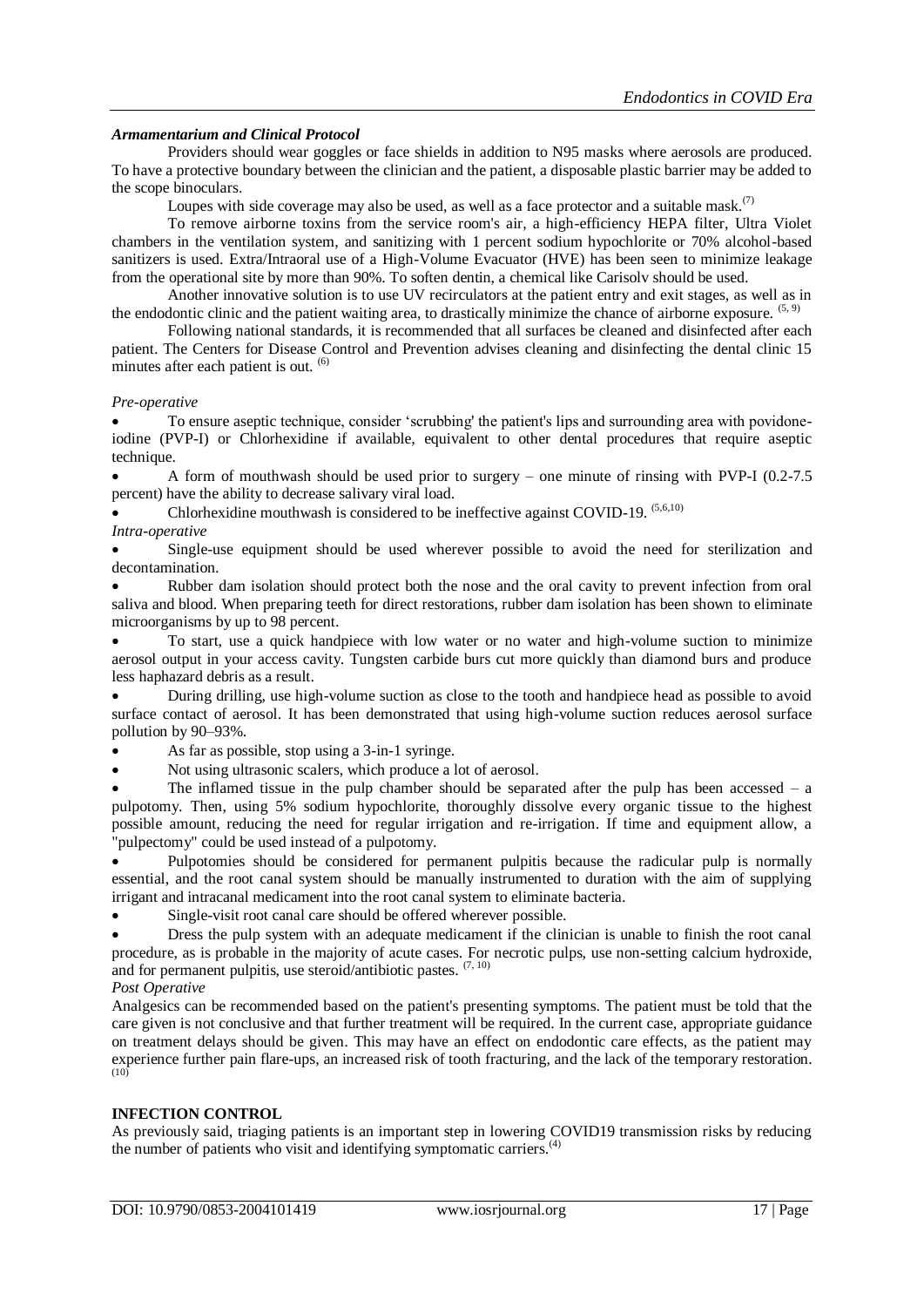### *Armamentarium and Clinical Protocol*

Providers should wear goggles or face shields in addition to N95 masks where aerosols are produced. To have a protective boundary between the clinician and the patient, a disposable plastic barrier may be added to the scope binoculars.

Loupes with side coverage may also be used, as well as a face protector and a suitable mask.[7]

To remove airborne toxins from the service room's air, a high-efficiency HEPA filter, Ultra Violet chambers in the ventilation system, and sanitizing with 1 percent sodium hypochlorite or 70% alcohol-based sanitizers is used. Extra/Intraoral use of a High-Volume Evacuator (HVE) has been seen to minimize leakage from the operational site by more than 90%. To soften dentin, a chemical like Carisolv should be used.

Another innovative solution is to use UV recirculators at the patient entry and exit stages, as well as in the endodontic clinic and the patient waiting area, to drastically minimize the chance of airborne exposure. [5, 9]

Following national standards, it is recommended that all surfaces be cleaned and disinfected after each patient. The Centers for Disease Control and Prevention advises cleaning and disinfecting the dental clinic 15 minutes after each patient is out. [6]

*Pre-operative*

- To ensure aseptic technique, consider 'scrubbing' the patient's lips and surrounding area with povidone-iodine (PVP-I) or Chlorhexidine if available, equivalent to other dental procedures that require aseptic technique.
- A form of mouthwash should be used prior to surgery – one minute of rinsing with PVP-I (0.2-7.5 percent) have the ability to decrease salivary viral load.
- Chlorhexidine mouthwash is considered to be ineffective against COVID-19. [5,6,10]

*Intra-operative*

- Single-use equipment should be used wherever possible to avoid the need for sterilization and decontamination.
- Rubber dam isolation should protect both the nose and the oral cavity to prevent infection from oral saliva and blood. When preparing teeth for direct restorations, rubber dam isolation has been shown to eliminate microorganisms by up to 98 percent.
- To start, use a quick handpiece with low water or no water and high-volume suction to minimize aerosol output in your access cavity. Tungsten carbide burs cut more quickly than diamond burs and produce less haphazard debris as a result.
- During drilling, use high-volume suction as close to the tooth and handpiece head as possible to avoid surface contact of aerosol. It has been demonstrated that using high-volume suction reduces aerosol surface pollution by 90–93%.
- As far as possible, stop using a 3-in-1 syringe.
- Not using ultrasonic scalers, which produce a lot of aerosol.
- The inflamed tissue in the pulp chamber should be separated after the pulp has been accessed – a pulpotomy. Then, using 5% sodium hypochlorite, thoroughly dissolve every organic tissue to the highest possible amount, reducing the need for regular irrigation and re-irrigation. If time and equipment allow, a "pulpectomy" could be used instead of a pulpotomy.
- Pulpotomies should be considered for permanent pulpitis because the radicular pulp is normally essential, and the root canal system should be manually instrumented to duration with the aim of supplying irrigant and intracanal medicament into the root canal system to eliminate bacteria.
- Single-visit root canal care should be offered wherever possible.
- Dress the pulp system with an adequate medicament if the clinician is unable to finish the root canal procedure, as is probable in the majority of acute cases. For necrotic pulps, use non-setting calcium hydroxide, and for permanent pulpitis, use steroid/antibiotic pastes. [7, 10]

*Post Operative*

Analgesics can be recommended based on the patient's presenting symptoms. The patient must be told that the care given is not conclusive and that further treatment will be required. In the current case, appropriate guidance on treatment delays should be given. This may have an effect on endodontic care effects, as the patient may experience further pain flare-ups, an increased risk of tooth fracturing, and the lack of the temporary restoration. [10]

## INFECTION CONTROL

As previously said, triaging patients is an important step in lowering COVID19 transmission risks by reducing the number of patients who visit and identifying symptomatic carriers.[4]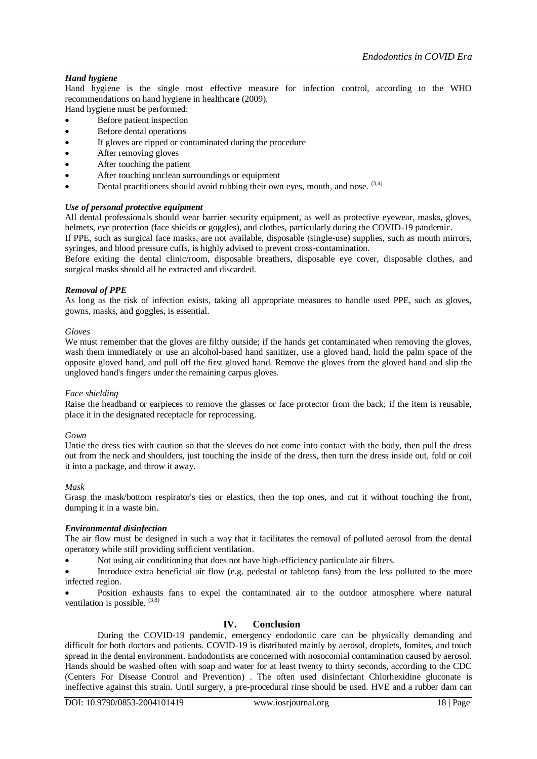### *Hand hygiene*

Hand hygiene is the single most effective measure for infection control, according to the WHO recommendations on hand hygiene in healthcare (2009).

Hand hygiene must be performed:

- Before patient inspection
- Before dental operations
- If gloves are ripped or contaminated during the procedure
- After removing gloves
- After touching the patient
- After touching unclean surroundings or equipment
- Dental practitioners should avoid rubbing their own eyes, mouth, and nose. [3,4]

### *Use of personal protective equipment*

All dental professionals should wear barrier security equipment, as well as protective eyewear, masks, gloves, helmets, eye protection (face shields or goggles), and clothes, particularly during the COVID-19 pandemic.

If PPE, such as surgical face masks, are not available, disposable (single-use) supplies, such as mouth mirrors, syringes, and blood pressure cuffs, is highly advised to prevent cross-contamination.

Before exiting the dental clinic/room, disposable breathers, disposable eye cover, disposable clothes, and surgical masks should all be extracted and discarded.

### *Removal of PPE*

As long as the risk of infection exists, taking all appropriate measures to handle used PPE, such as gloves, gowns, masks, and goggles, is essential.

*Gloves*

We must remember that the gloves are filthy outside; if the hands get contaminated when removing the gloves, wash them immediately or use an alcohol-based hand sanitizer, use a gloved hand, hold the palm space of the opposite gloved hand, and pull off the first gloved hand. Remove the gloves from the gloved hand and slip the ungloved hand's fingers under the remaining carpus gloves.

*Face shielding*

Raise the headband or earpieces to remove the glasses or face protector from the back; if the item is reusable, place it in the designated receptacle for reprocessing.

*Gown*

Untie the dress ties with caution so that the sleeves do not come into contact with the body, then pull the dress out from the neck and shoulders, just touching the inside of the dress, then turn the dress inside out, fold or coil it into a package, and throw it away.

*Mask*

Grasp the mask/bottom respirator's ties or elastics, then the top ones, and cut it without touching the front, dumping it in a waste bin.

### *Environmental disinfection*

The air flow must be designed in such a way that it facilitates the removal of polluted aerosol from the dental operatory while still providing sufficient ventilation.

- Not using air conditioning that does not have high-efficiency particulate air filters.
- Introduce extra beneficial air flow (e.g. pedestal or tabletop fans) from the less polluted to the more infected region.
- Position exhausts fans to expel the contaminated air to the outdoor atmosphere where natural ventilation is possible. [3,8]

## IV. Conclusion

During the COVID-19 pandemic, emergency endodontic care can be physically demanding and difficult for both doctors and patients. COVID-19 is distributed mainly by aerosol, droplets, fomites, and touch spread in the dental environment. Endodontists are concerned with nosocomial contamination caused by aerosol. Hands should be washed often with soap and water for at least twenty to thirty seconds, according to the CDC (Centers For Disease Control and Prevention) . The often used disinfectant Chlorhexidine gluconate is ineffective against this strain. Until surgery, a pre-procedural rinse should be used. HVE and a rubber dam can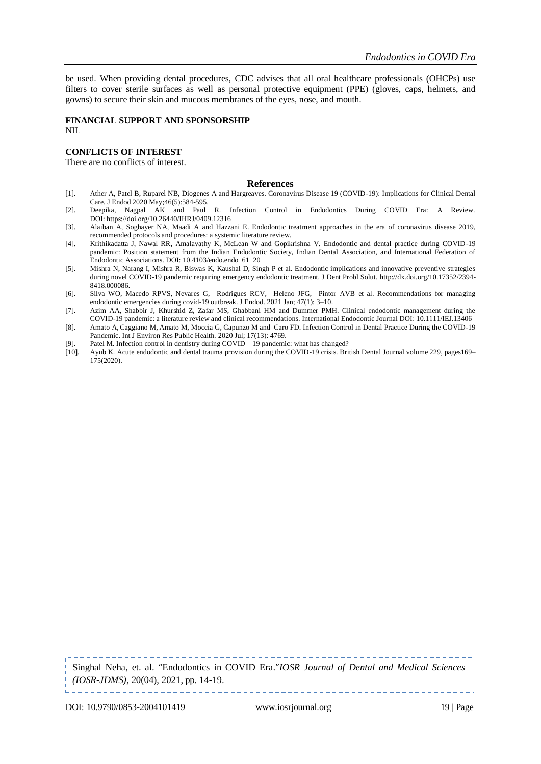be used. When providing dental procedures, CDC advises that all oral healthcare professionals (OHCPs) use filters to cover sterile surfaces as well as personal protective equipment (PPE) (gloves, caps, helmets, and gowns) to secure their skin and mucous membranes of the eyes, nose, and mouth.

**FINANCIAL SUPPORT AND SPONSORSHIP**

NIL

**CONFLICTS OF INTEREST**

There are no conflicts of interest.

## References

[1]. Ather A, Patel B, Ruparel NB, Diogenes A and Hargreaves. Coronavirus Disease 19 (COVID-19): Implications for Clinical Dental Care. J Endod 2020 May;46(5):584-595.

[2]. Deepika, Nagpal AK and Paul R. Infection Control in Endodontics During COVID Era: A Review. DOI: https://doi.org/10.26440/IHRJ/0409.12316

[3]. Alaiban A, Soghayer NA, Maadi A and Hazzani E. Endodontic treatment approaches in the era of coronavirus disease 2019, recommended protocols and procedures: a systemic literature review.

[4]. Krithikadatta J, Nawal RR, Amalavathy K, McLean W and Gopikrishna V. Endodontic and dental practice during COVID-19 pandemic: Position statement from the Indian Endodontic Society, Indian Dental Association, and International Federation of Endodontic Associations. DOI: 10.4103/endo.endo_61_20

[5]. Mishra N, Narang I, Mishra R, Biswas K, Kaushal D, Singh P et al. Endodontic implications and innovative preventive strategies during novel COVID-19 pandemic requiring emergency endodontic treatment. J Dent Probl Solut. http://dx.doi.org/10.17352/2394-8418.000086.

[6]. Silva WO, Macedo RPVS, Nevares G, Rodrigues RCV, Heleno JFG, Pintor AVB et al. Recommendations for managing endodontic emergencies during covid-19 outbreak. J Endod. 2021 Jan; 47(1): 3–10.

[7]. Azim AA, Shabbir J, Khurshid Z, Zafar MS, Ghabbani HM and Dummer PMH. Clinical endodontic management during the COVID-19 pandemic: a literature review and clinical recommendations. International Endodontic Journal DOI: 10.1111/IEJ.13406

[8]. Amato A, Caggiano M, Amato M, Moccia G, Capunzo M and Caro FD. Infection Control in Dental Practice During the COVID-19 Pandemic. Int J Environ Res Public Health. 2020 Jul; 17(13): 4769.

[9]. Patel M. Infection control in dentistry during COVID – 19 pandemic: what has changed?

[10]. Ayub K. Acute endodontic and dental trauma provision during the COVID-19 crisis. British Dental Journal volume 229, pages169–175(2020).

Singhal Neha, et. al. "Endodontics in COVID Era."*IOSR Journal of Dental and Medical Sciences (IOSR-JDMS)*, 20(04), 2021, pp. 14-19.